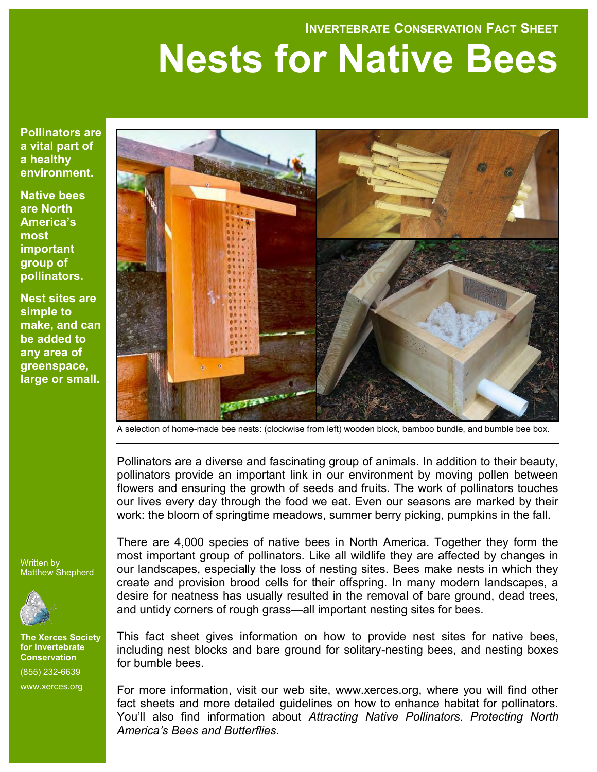**Invertebrate Conservation Fact Sheet**

# Nests for Native Bees

**Pollinators are a vital part of a healthy environment.**

**Native bees are North America's most important group of pollinators.**

**Nest sites are simple to make, and can be added to any area of greenspace, large or small.**

A selection of home-made bee nests: (clockwise from left) wooden block, bamboo bundle, and bumble bee box.

Pollinators are a diverse and fascinating group of animals. In addition to their beauty, pollinators provide an important link in our environment by moving pollen between flowers and ensuring the growth of seeds and fruits. The work of pollinators touches our lives every day through the food we eat. Even our seasons are marked by their work: the bloom of springtime meadows, summer berry picking, pumpkins in the fall.

There are 4,000 species of native bees in North America. Together they form the most important group of pollinators. Like all wildlife they are affected by changes in our landscapes, especially the loss of nesting sites. Bees make nests in which they create and provision brood cells for their offspring. In many modern landscapes, a desire for neatness has usually resulted in the removal of bare ground, dead trees, and untidy corners of rough grass—all important nesting sites for bees.

This fact sheet gives information on how to provide nest sites for native bees, including nest blocks and bare ground for solitary-nesting bees, and nesting boxes for bumble bees.

For more information, visit our web site, www.xerces.org, where you will find other fact sheets and more detailed guidelines on how to enhance habitat for pollinators. You'll also find information about *Attracting Native Pollinators. Protecting North America's Bees and Butterflies.*

Written by Matthew Shepherd

**The Xerces Society for Invertebrate Conservation**

(855) 232-6639

www.xerces.org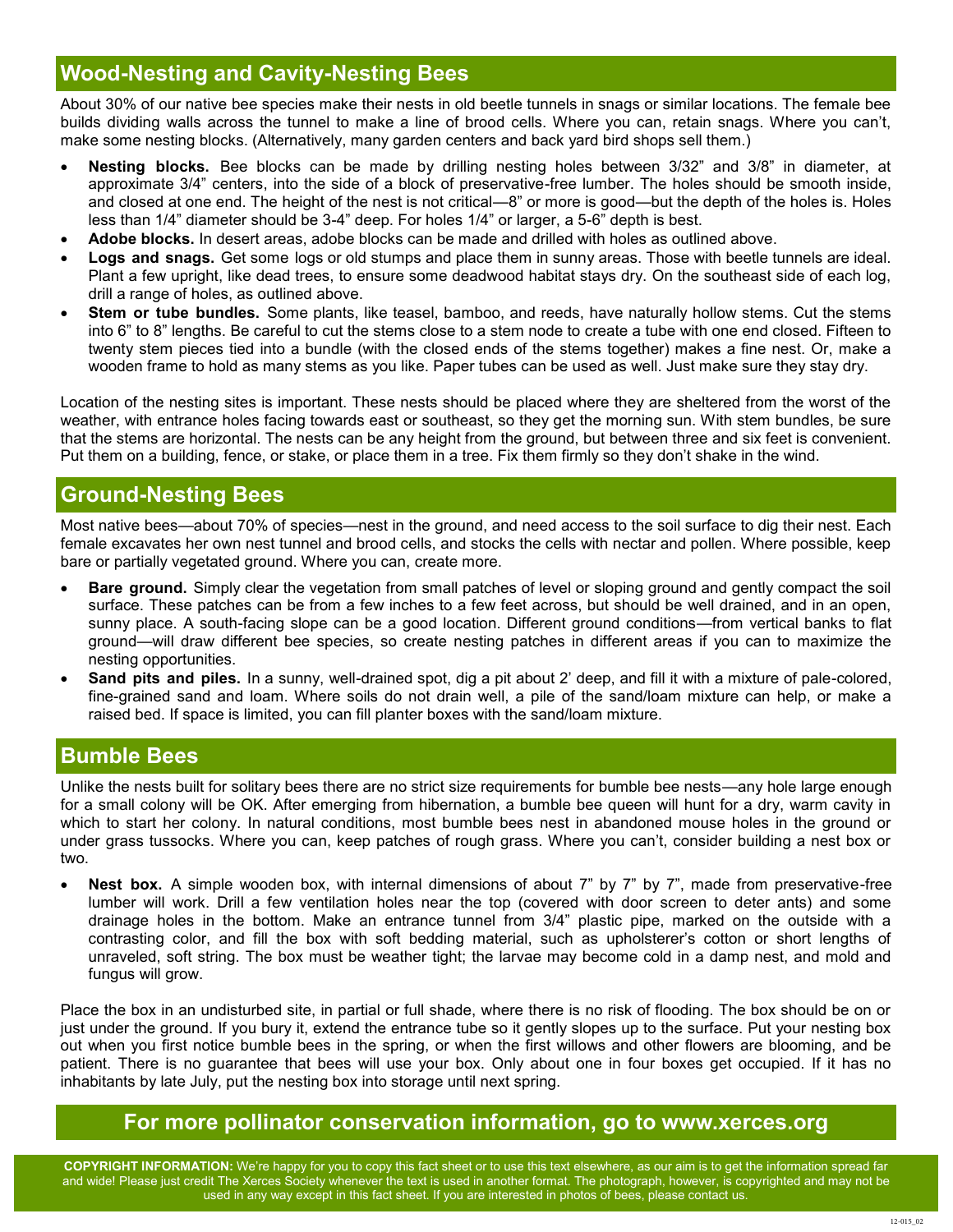## Wood-Nesting and Cavity-Nesting Bees

About 30% of our native bee species make their nests in old beetle tunnels in snags or similar locations. The female bee builds dividing walls across the tunnel to make a line of brood cells. Where you can, retain snags. Where you can't, make some nesting blocks. (Alternatively, many garden centers and back yard bird shops sell them.)

- **Nesting blocks.** Bee blocks can be made by drilling nesting holes between 3/32" and 3/8" in diameter, at approximate 3/4" centers, into the side of a block of preservative-free lumber. The holes should be smooth inside, and closed at one end. The height of the nest is not critical—8" or more is good—but the depth of the holes is. Holes less than 1/4" diameter should be 3-4" deep. For holes 1/4" or larger, a 5-6" depth is best.
- **Adobe blocks.** In desert areas, adobe blocks can be made and drilled with holes as outlined above.
- **Logs and snags.** Get some logs or old stumps and place them in sunny areas. Those with beetle tunnels are ideal. Plant a few upright, like dead trees, to ensure some deadwood habitat stays dry. On the southeast side of each log, drill a range of holes, as outlined above.
- **Stem or tube bundles.** Some plants, like teasel, bamboo, and reeds, have naturally hollow stems. Cut the stems into 6" to 8" lengths. Be careful to cut the stems close to a stem node to create a tube with one end closed. Fifteen to twenty stem pieces tied into a bundle (with the closed ends of the stems together) makes a fine nest. Or, make a wooden frame to hold as many stems as you like. Paper tubes can be used as well. Just make sure they stay dry.

Location of the nesting sites is important. These nests should be placed where they are sheltered from the worst of the weather, with entrance holes facing towards east or southeast, so they get the morning sun. With stem bundles, be sure that the stems are horizontal. The nests can be any height from the ground, but between three and six feet is convenient. Put them on a building, fence, or stake, or place them in a tree. Fix them firmly so they don't shake in the wind.

## Ground-Nesting Bees

Most native bees—about 70% of species—nest in the ground, and need access to the soil surface to dig their nest. Each female excavates her own nest tunnel and brood cells, and stocks the cells with nectar and pollen. Where possible, keep bare or partially vegetated ground. Where you can, create more.

- **Bare ground.** Simply clear the vegetation from small patches of level or sloping ground and gently compact the soil surface. These patches can be from a few inches to a few feet across, but should be well drained, and in an open, sunny place. A south-facing slope can be a good location. Different ground conditions—from vertical banks to flat ground—will draw different bee species, so create nesting patches in different areas if you can to maximize the nesting opportunities.
- **Sand pits and piles.** In a sunny, well-drained spot, dig a pit about 2' deep, and fill it with a mixture of pale-colored, fine-grained sand and loam. Where soils do not drain well, a pile of the sand/loam mixture can help, or make a raised bed. If space is limited, you can fill planter boxes with the sand/loam mixture.

## Bumble Bees

Unlike the nests built for solitary bees there are no strict size requirements for bumble bee nests—any hole large enough for a small colony will be OK. After emerging from hibernation, a bumble bee queen will hunt for a dry, warm cavity in which to start her colony. In natural conditions, most bumble bees nest in abandoned mouse holes in the ground or under grass tussocks. Where you can, keep patches of rough grass. Where you can't, consider building a nest box or two.

- **Nest box.** A simple wooden box, with internal dimensions of about 7" by 7" by 7", made from preservative-free lumber will work. Drill a few ventilation holes near the top (covered with door screen to deter ants) and some drainage holes in the bottom. Make an entrance tunnel from 3/4" plastic pipe, marked on the outside with a contrasting color, and fill the box with soft bedding material, such as upholsterer's cotton or short lengths of unraveled, soft string. The box must be weather tight; the larvae may become cold in a damp nest, and mold and fungus will grow.

Place the box in an undisturbed site, in partial or full shade, where there is no risk of flooding. The box should be on or just under the ground. If you bury it, extend the entrance tube so it gently slopes up to the surface. Put your nesting box out when you first notice bumble bees in the spring, or when the first willows and other flowers are blooming, and be patient. There is no guarantee that bees will use your box. Only about one in four boxes get occupied. If it has no inhabitants by late July, put the nesting box into storage until next spring.

## For more pollinator conservation information, go to www.xerces.org

**COPYRIGHT INFORMATION:** We're happy for you to copy this fact sheet or to use this text elsewhere, as our aim is to get the information spread far and wide! Please just credit The Xerces Society whenever the text is used in another format. The photograph, however, is copyrighted and may not be used in any way except in this fact sheet. If you are interested in photos of bees, please contact us.

12-015_02